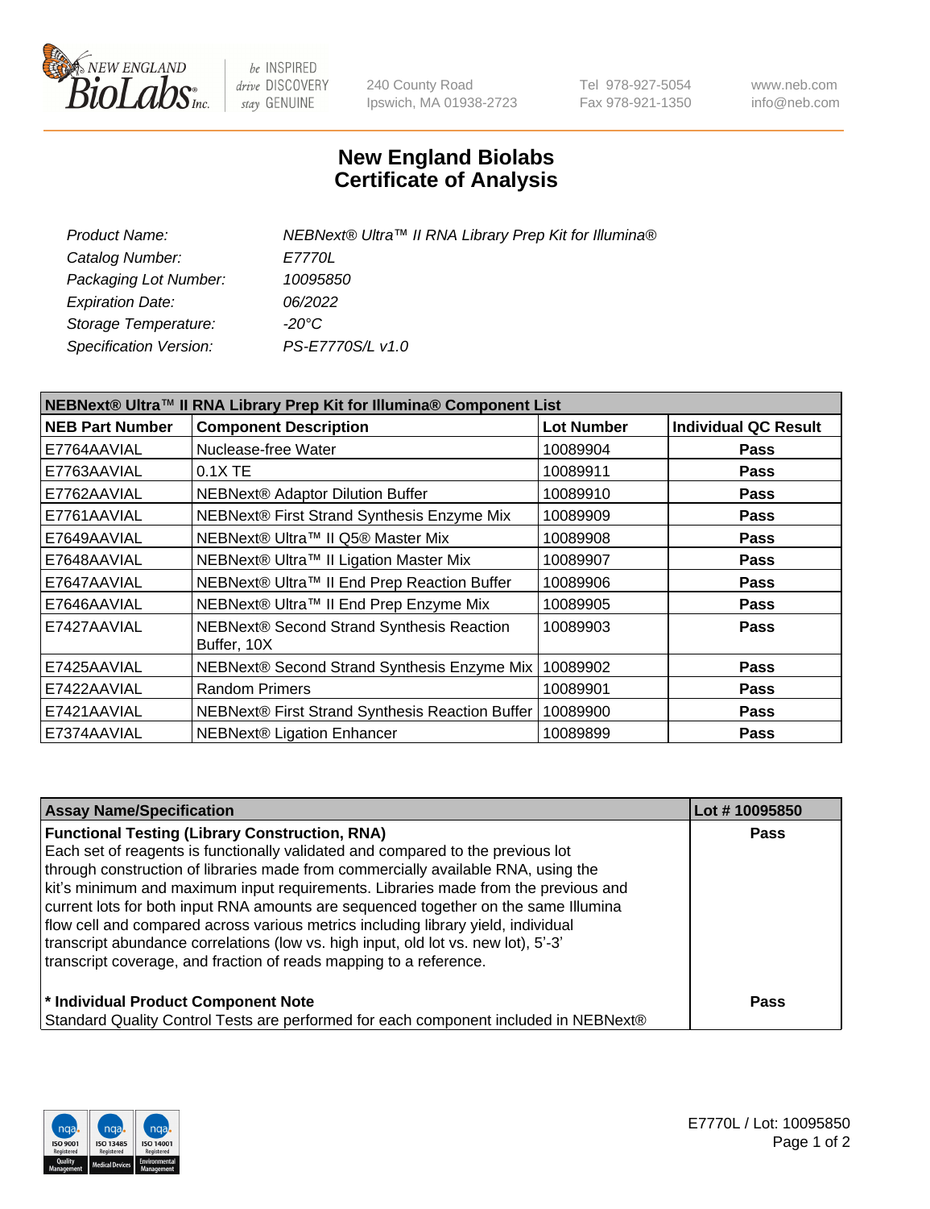# New England Biolabs Certificate of Analysis

| | |
|---|---|
| *Product Name:* | *NEBNext® Ultra™ II RNA Library Prep Kit for Illumina®* |
| *Catalog Number:* | *E7770L* |
| *Packaging Lot Number:* | *10095850* |
| *Expiration Date:* | *06/2022* |
| *Storage Temperature:* | *-20°C* |
| *Specification Version:* | *PS-E7770S/L v1.0* |

**NEBNext® Ultra™ II RNA Library Prep Kit for Illumina® Component List**

| NEB Part Number | Component Description | Lot Number | Individual QC Result |
|---|---|---|---|
| E7764AAVIAL | Nuclease-free Water | 10089904 | **Pass** |
| E7763AAVIAL | 0.1X TE | 10089911 | **Pass** |
| E7762AAVIAL | NEBNext® Adaptor Dilution Buffer | 10089910 | **Pass** |
| E7761AAVIAL | NEBNext® First Strand Synthesis Enzyme Mix | 10089909 | **Pass** |
| E7649AAVIAL | NEBNext® Ultra™ II Q5® Master Mix | 10089908 | **Pass** |
| E7648AAVIAL | NEBNext® Ultra™ II Ligation Master Mix | 10089907 | **Pass** |
| E7647AAVIAL | NEBNext® Ultra™ II End Prep Reaction Buffer | 10089906 | **Pass** |
| E7646AAVIAL | NEBNext® Ultra™ II End Prep Enzyme Mix | 10089905 | **Pass** |
| E7427AAVIAL | NEBNext® Second Strand Synthesis Reaction Buffer, 10X | 10089903 | **Pass** |
| E7425AAVIAL | NEBNext® Second Strand Synthesis Enzyme Mix | 10089902 | **Pass** |
| E7422AAVIAL | Random Primers | 10089901 | **Pass** |
| E7421AAVIAL | NEBNext® First Strand Synthesis Reaction Buffer | 10089900 | **Pass** |
| E7374AAVIAL | NEBNext® Ligation Enhancer | 10089899 | **Pass** |

| Assay Name/Specification | Lot # 10095850 |
|---|---|
| **Functional Testing (Library Construction, RNA)**<br>Each set of reagents is functionally validated and compared to the previous lot through construction of libraries made from commercially available RNA, using the kit's minimum and maximum input requirements. Libraries made from the previous and current lots for both input RNA amounts are sequenced together on the same Illumina flow cell and compared across various metrics including library yield, individual transcript abundance correlations (low vs. high input, old lot vs. new lot), 5'-3' transcript coverage, and fraction of reads mapping to a reference. | **Pass** |
| **\* Individual Product Component Note**<br>Standard Quality Control Tests are performed for each component included in NEBNext® | **Pass** |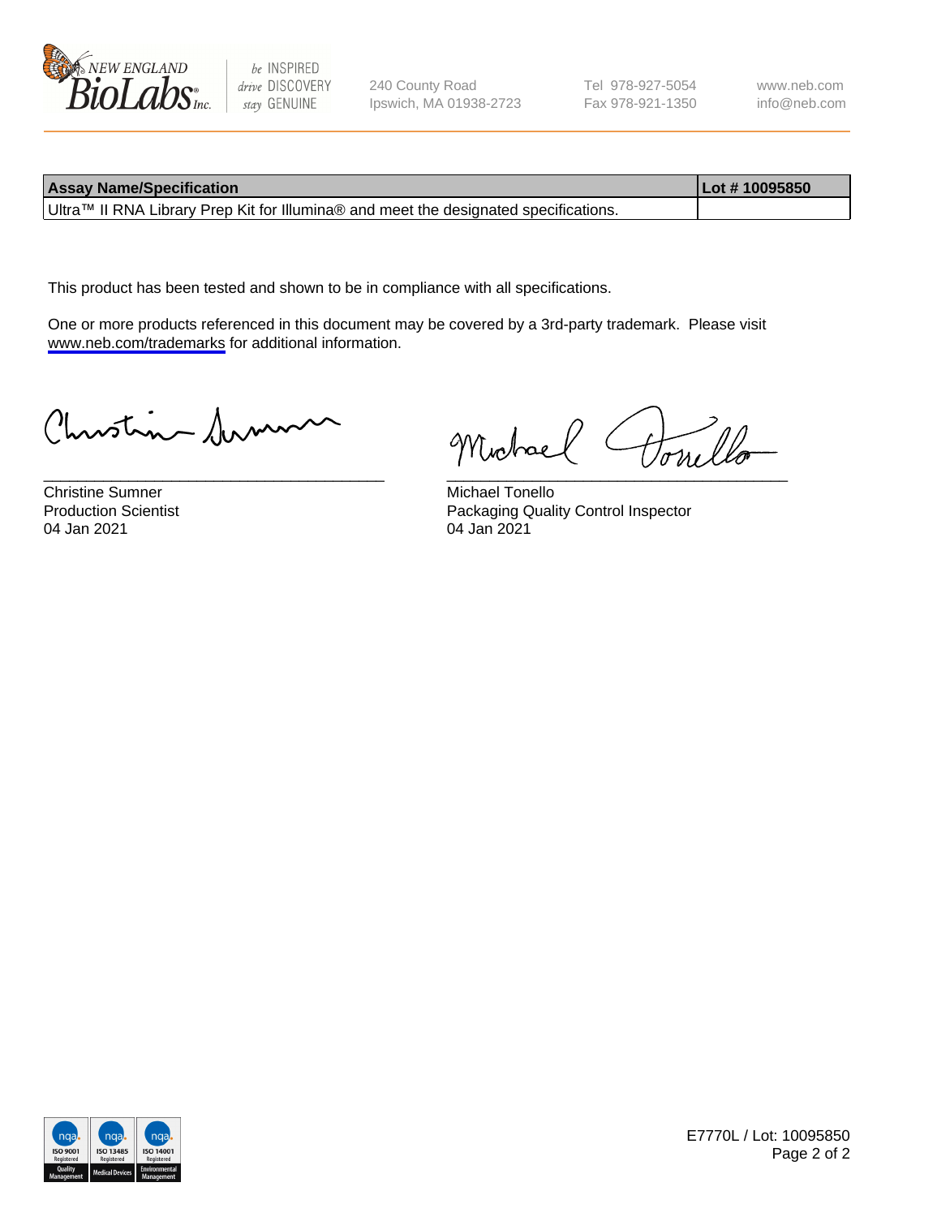| Assay Name/Specification | Lot # 10095850 |
| --- | --- |
| Ultra™ II RNA Library Prep Kit for Illumina® and meet the designated specifications. | |

This product has been tested and shown to be in compliance with all specifications.

One or more products referenced in this document may be covered by a 3rd-party trademark. Please visit www.neb.com/trademarks for additional information.

Christine Sumner
Production Scientist
04 Jan 2021

Michael Tonello
Packaging Quality Control Inspector
04 Jan 2021

E7770L / Lot: 10095850